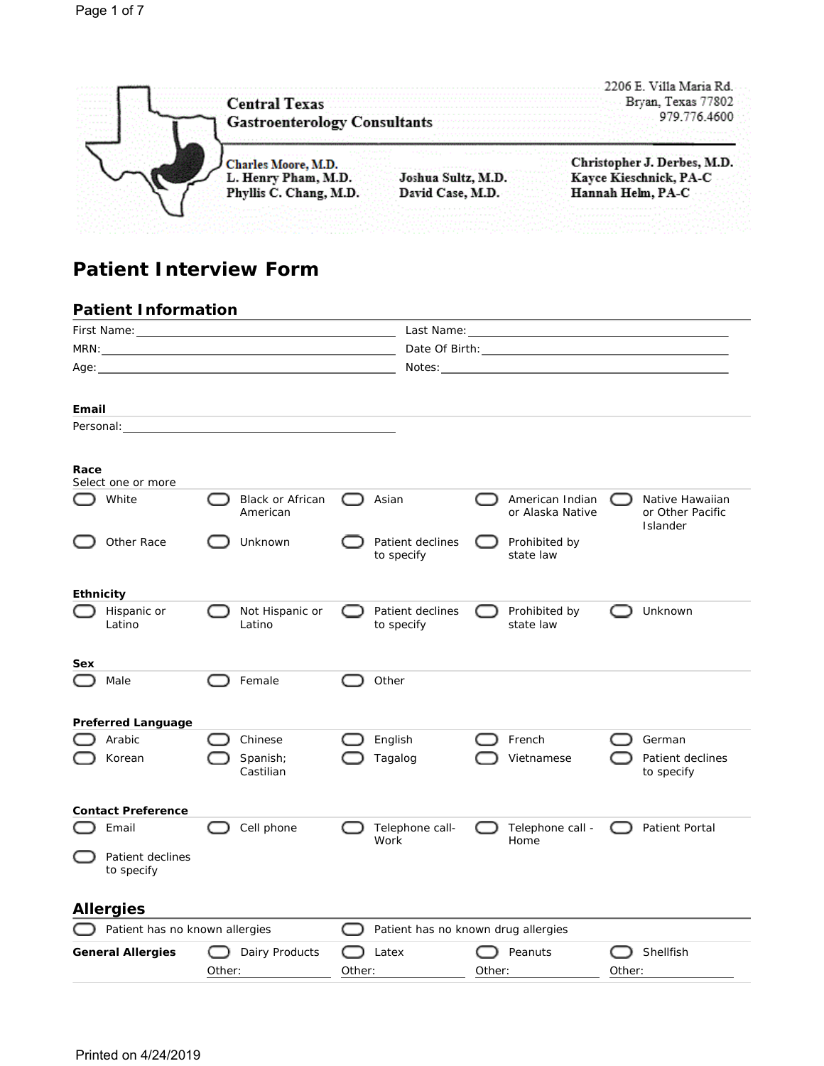**Central Texas Gastroenterology Consultants**

2206 E. Villa Maria Rd.
Bryan, Texas 77802
979.776.4600

Charles Moore, M.D.
L. Henry Pham, M.D.
Phyllis C. Chang, M.D.

Joshua Sultz, M.D.
David Case, M.D.

Christopher J. Derbes, M.D.
Kayce Kieschnick, PA-C
Hannah Helm, PA-C

# Patient Interview Form

## Patient Information

First Name: ____________________ Last Name: ____________________

MRN: ____________________ Date Of Birth: ____________________

Age: ____________________ Notes: ____________________

**Email**

Personal: ____________________

**Race**

Select one or more

- ◯ White
- ◯ Black or African American
- ◯ Asian
- ◯ American Indian or Alaska Native
- ◯ Native Hawaiian or Other Pacific Islander
- ◯ Other Race
- ◯ Unknown
- ◯ Patient declines to specify
- ◯ Prohibited by state law

**Ethnicity**

- ◯ Hispanic or Latino
- ◯ Not Hispanic or Latino
- ◯ Patient declines to specify
- ◯ Prohibited by state law
- ◯ Unknown

**Sex**

- ◯ Male
- ◯ Female
- ◯ Other

**Preferred Language**

- ◯ Arabic
- ◯ Chinese
- ◯ English
- ◯ French
- ◯ German
- ◯ Korean
- ◯ Spanish; Castilian
- ◯ Tagalog
- ◯ Vietnamese
- ◯ Patient declines to specify

**Contact Preference**

- ◯ Email
- ◯ Cell phone
- ◯ Telephone call- Work
- ◯ Telephone call - Home
- ◯ Patient Portal
- ◯ Patient declines to specify

## Allergies

- ◯ Patient has no known allergies
- ◯ Patient has no known drug allergies

**General Allergies**

- ◯ Dairy Products
- ◯ Latex
- ◯ Peanuts
- ◯ Shellfish

Other: __________ Other: __________ Other: __________ Other: __________

Printed on 4/24/2019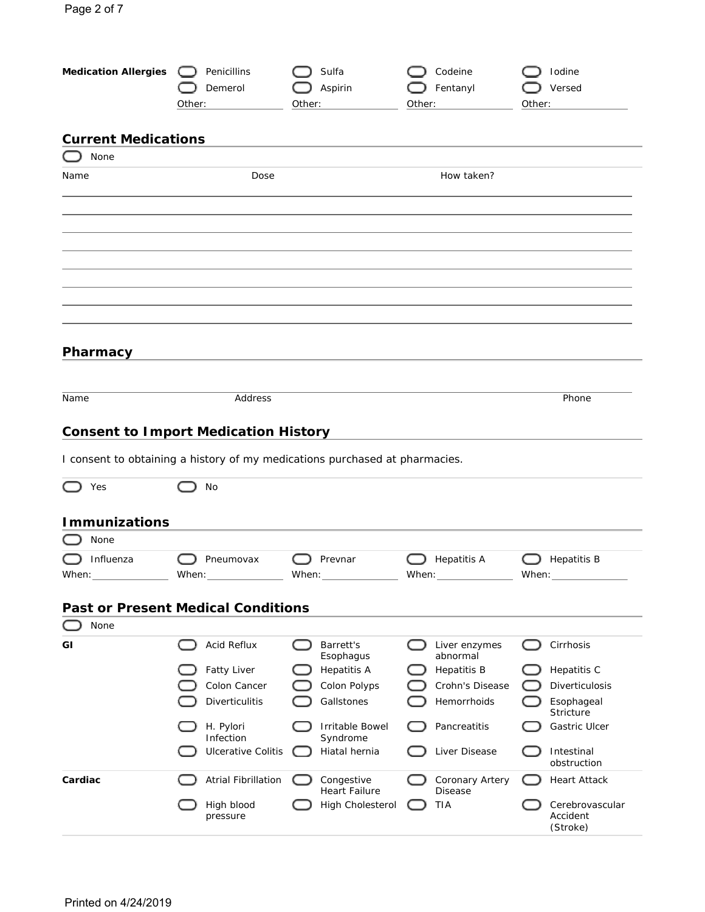**Medication Allergies**

| | | | |
|---|---|---|---|
| ☐ Penicillins | ☐ Sulfa | ☐ Codeine | ☐ Iodine |
| ☐ Demerol | ☐ Aspirin | ☐ Fentanyl | ☐ Versed |
| Other: | Other: | Other: | Other: |

## Current Medications

☐ None

| Name | Dose | How taken? |
|---|---|---|
| | | |
| | | |
| | | |
| | | |
| | | |
| | | |
| | | |

## Pharmacy

| Name | Address | Phone |
|---|---|---|
| | | |

## Consent to Import Medication History

I consent to obtaining a history of my medications purchased at pharmacies.

☐ Yes ☐ No

## Immunizations

☐ None

| | | | | |
|---|---|---|---|---|
| ☐ Influenza | ☐ Pneumovax | ☐ Prevnar | ☐ Hepatitis A | ☐ Hepatitis B |
| When: | When: | When: | When: | When: |

## Past or Present Medical Conditions

☐ None

| | | | | |
|---|---|---|---|---|
| **GI** | ☐ Acid Reflux | ☐ Barrett's Esophagus | ☐ Liver enzymes abnormal | ☐ Cirrhosis |
| | ☐ Fatty Liver | ☐ Hepatitis A | ☐ Hepatitis B | ☐ Hepatitis C |
| | ☐ Colon Cancer | ☐ Colon Polyps | ☐ Crohn's Disease | ☐ Diverticulosis |
| | ☐ Diverticulitis | ☐ Gallstones | ☐ Hemorrhoids | ☐ Esophageal Stricture |
| | ☐ H. Pylori Infection | ☐ Irritable Bowel Syndrome | ☐ Pancreatitis | ☐ Gastric Ulcer |
| | ☐ Ulcerative Colitis | ☐ Hiatal hernia | ☐ Liver Disease | ☐ Intestinal obstruction |
| **Cardiac** | ☐ Atrial Fibrillation | ☐ Congestive Heart Failure | ☐ Coronary Artery Disease | ☐ Heart Attack |
| | ☐ High blood pressure | ☐ High Cholesterol | ☐ TIA | ☐ Cerebrovascular Accident (Stroke) |

Printed on 4/24/2019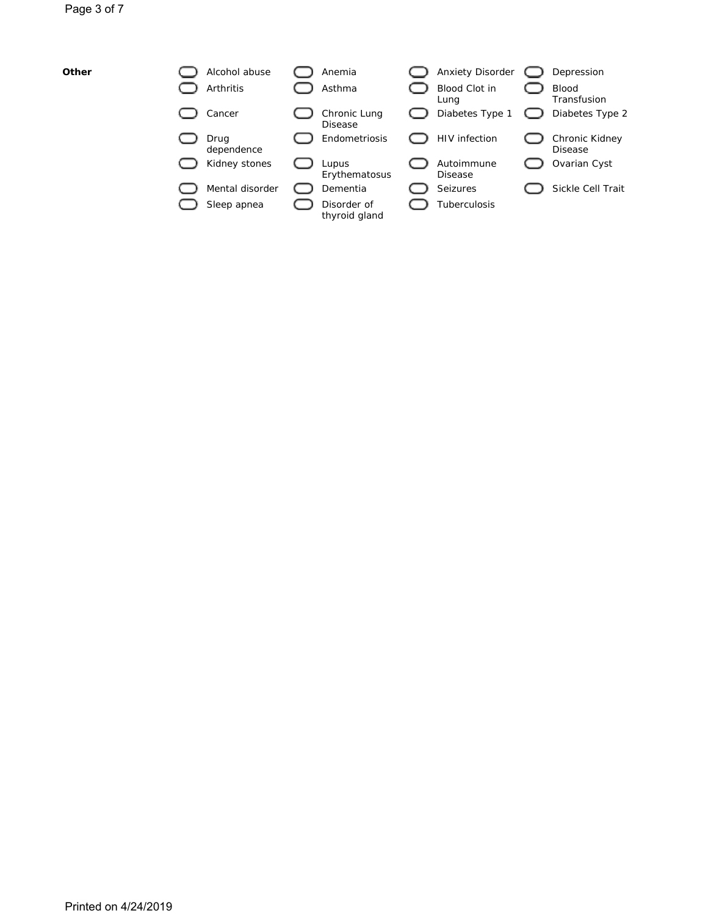**Other**

| | | | |
|---|---|---|---|
| ☐ Alcohol abuse | ☐ Anemia | ☐ Anxiety Disorder | ☐ Depression |
| ☐ Arthritis | ☐ Asthma | ☐ Blood Clot in Lung | ☐ Blood Transfusion |
| ☐ Cancer | ☐ Chronic Lung Disease | ☐ Diabetes Type 1 | ☐ Diabetes Type 2 |
| ☐ Drug dependence | ☐ Endometriosis | ☐ HIV infection | ☐ Chronic Kidney Disease |
| ☐ Kidney stones | ☐ Lupus Erythematosus | ☐ Autoimmune Disease | ☐ Ovarian Cyst |
| ☐ Mental disorder | ☐ Dementia | ☐ Seizures | ☐ Sickle Cell Trait |
| ☐ Sleep apnea | ☐ Disorder of thyroid gland | ☐ Tuberculosis | |

Printed on 4/24/2019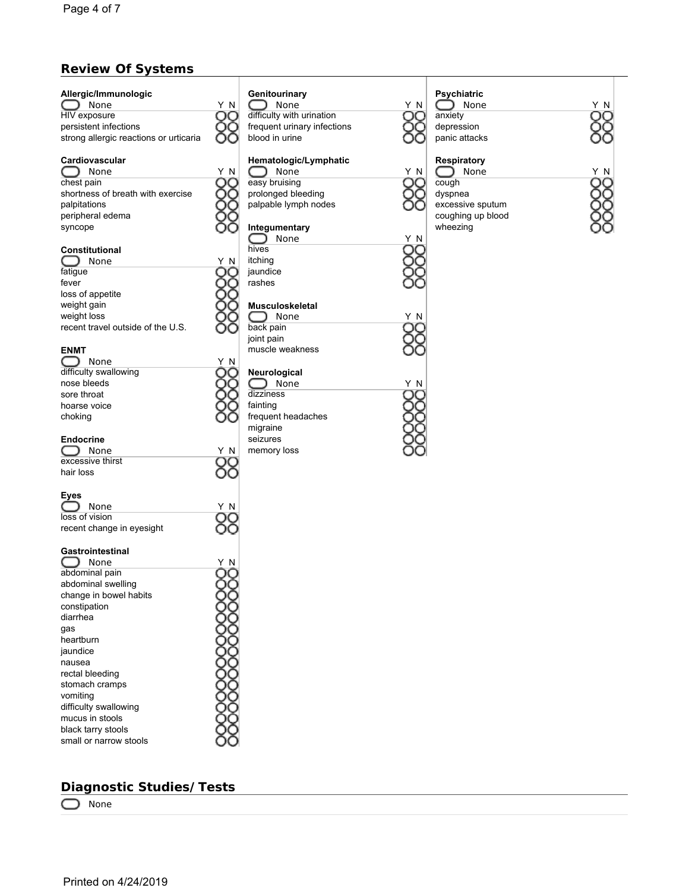## Review Of Systems

### Allergic/Immunologic

| ☐ None | Y | N |
|---|---|---|
| HIV exposure | ○ | ○ |
| persistent infections | ○ | ○ |
| strong allergic reactions or urticaria | ○ | ○ |

### Cardiovascular

| ☐ None | Y | N |
|---|---|---|
| chest pain | ○ | ○ |
| shortness of breath with exercise | ○ | ○ |
| palpitations | ○ | ○ |
| peripheral edema | ○ | ○ |
| syncope | ○ | ○ |

### Constitutional

| ☐ None | Y | N |
|---|---|---|
| fatigue | ○ | ○ |
| fever | ○ | ○ |
| loss of appetite | ○ | ○ |
| weight gain | ○ | ○ |
| weight loss | ○ | ○ |
| recent travel outside of the U.S. | ○ | ○ |

### ENMT

| ☐ None | Y | N |
|---|---|---|
| difficulty swallowing | ○ | ○ |
| nose bleeds | ○ | ○ |
| sore throat | ○ | ○ |
| hoarse voice | ○ | ○ |
| choking | ○ | ○ |

### Endocrine

| ☐ None | Y | N |
|---|---|---|
| excessive thirst | ○ | ○ |
| hair loss | ○ | ○ |

### Eyes

| ☐ None | Y | N |
|---|---|---|
| loss of vision | ○ | ○ |
| recent change in eyesight | ○ | ○ |

### Gastrointestinal

| ☐ None | Y | N |
|---|---|---|
| abdominal pain | ○ | ○ |
| abdominal swelling | ○ | ○ |
| change in bowel habits | ○ | ○ |
| constipation | ○ | ○ |
| diarrhea | ○ | ○ |
| gas | ○ | ○ |
| heartburn | ○ | ○ |
| jaundice | ○ | ○ |
| nausea | ○ | ○ |
| rectal bleeding | ○ | ○ |
| stomach cramps | ○ | ○ |
| vomiting | ○ | ○ |
| difficulty swallowing | ○ | ○ |
| mucus in stools | ○ | ○ |
| black tarry stools | ○ | ○ |
| small or narrow stools | ○ | ○ |

### Genitourinary

| ☐ None | Y | N |
|---|---|---|
| difficulty with urination | ○ | ○ |
| frequent urinary infections | ○ | ○ |
| blood in urine | ○ | ○ |

### Hematologic/Lymphatic

| ☐ None | Y | N |
|---|---|---|
| easy bruising | ○ | ○ |
| prolonged bleeding | ○ | ○ |
| palpable lymph nodes | ○ | ○ |

### Integumentary

| ☐ None | Y | N |
|---|---|---|
| hives | ○ | ○ |
| itching | ○ | ○ |
| jaundice | ○ | ○ |
| rashes | ○ | ○ |

### Musculoskeletal

| ☐ None | Y | N |
|---|---|---|
| back pain | ○ | ○ |
| joint pain | ○ | ○ |
| muscle weakness | ○ | ○ |

### Neurological

| ☐ None | Y | N |
|---|---|---|
| dizziness | ○ | ○ |
| fainting | ○ | ○ |
| frequent headaches | ○ | ○ |
| migraine | ○ | ○ |
| seizures | ○ | ○ |
| memory loss | ○ | ○ |

### Psychiatric

| ☐ None | Y | N |
|---|---|---|
| anxiety | ○ | ○ |
| depression | ○ | ○ |
| panic attacks | ○ | ○ |

### Respiratory

| ☐ None | Y | N |
|---|---|---|
| cough | ○ | ○ |
| dyspnea | ○ | ○ |
| excessive sputum | ○ | ○ |
| coughing up blood | ○ | ○ |
| wheezing | ○ | ○ |

## Diagnostic Studies/ Tests

☐ None

Printed on 4/24/2019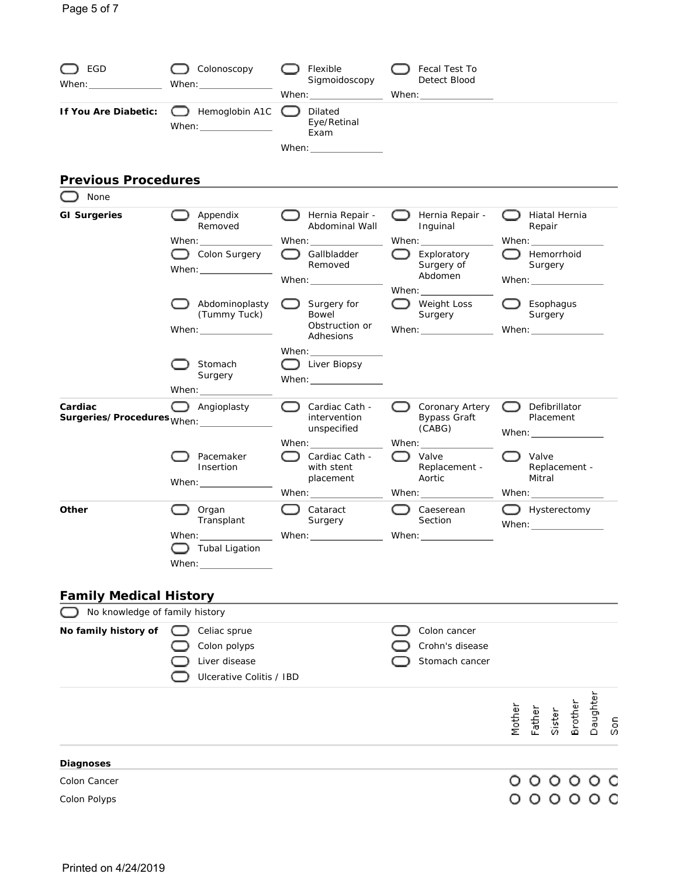- ☐ EGD When: ______
- ☐ Colonoscopy When: ______
- ☐ Flexible Sigmoidoscopy When: ______
- ☐ Fecal Test To Detect Blood When: ______

**If You Are Diabetic:**

- ☐ Hemoglobin A1C When: ______
- ☐ Dilated Eye/Retinal Exam When: ______

## Previous Procedures

- ☐ None

**GI Surgeries**

- ☐ Appendix Removed When: ______
- ☐ Hernia Repair - Abdominal Wall When: ______
- ☐ Hernia Repair - Inguinal When: ______
- ☐ Hiatal Hernia Repair When: ______
- ☐ Colon Surgery When: ______
- ☐ Gallbladder Removed When: ______
- ☐ Exploratory Surgery of Abdomen When: ______
- ☐ Hemorrhoid Surgery When: ______
- ☐ Abdominoplasty (Tummy Tuck) When: ______
- ☐ Surgery for Bowel Obstruction or Adhesions When: ______
- ☐ Weight Loss Surgery When: ______
- ☐ Esophagus Surgery When: ______
- ☐ Stomach Surgery When: ______
- ☐ Liver Biopsy When: ______

**Cardiac Surgeries/Procedures**

- ☐ Angioplasty When: ______
- ☐ Cardiac Cath - intervention unspecified When: ______
- ☐ Coronary Artery Bypass Graft (CABG) When: ______
- ☐ Defibrillator Placement When: ______
- ☐ Pacemaker Insertion When: ______
- ☐ Cardiac Cath - with stent placement When: ______
- ☐ Valve Replacement - Aortic When: ______
- ☐ Valve Replacement - Mitral When: ______

**Other**

- ☐ Organ Transplant When: ______
- ☐ Cataract Surgery When: ______
- ☐ Caeserean Section When: ______
- ☐ Hysterectomy When: ______
- ☐ Tubal Ligation When: ______

## Family Medical History

- ☐ No knowledge of family history

**No family history of**

- ☐ Celiac sprue
- ☐ Colon polyps
- ☐ Liver disease
- ☐ Ulcerative Colitis / IBD
- ☐ Colon cancer
- ☐ Crohn's disease
- ☐ Stomach cancer

| Diagnoses | Mother | Father | Sister | Brother | Daughter | Son |
|---|---|---|---|---|---|---|
| Colon Cancer | ○ | ○ | ○ | ○ | ○ | ○ |
| Colon Polyps | ○ | ○ | ○ | ○ | ○ | ○ |

Printed on 4/24/2019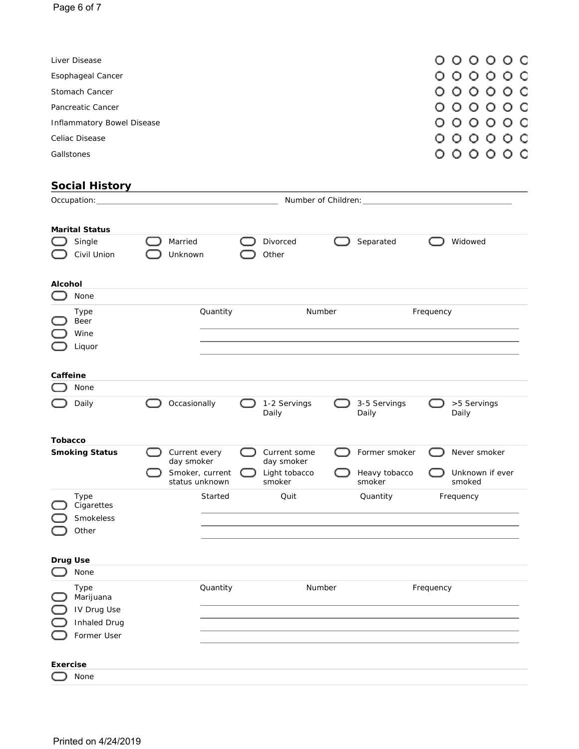| | | | | | | |
|---|---|---|---|---|---|---|
| Liver Disease | ○ | ○ | ○ | ○ | ○ | ○ |
| Esophageal Cancer | ○ | ○ | ○ | ○ | ○ | ○ |
| Stomach Cancer | ○ | ○ | ○ | ○ | ○ | ○ |
| Pancreatic Cancer | ○ | ○ | ○ | ○ | ○ | ○ |
| Inflammatory Bowel Disease | ○ | ○ | ○ | ○ | ○ | ○ |
| Celiac Disease | ○ | ○ | ○ | ○ | ○ | ○ |
| Gallstones | ○ | ○ | ○ | ○ | ○ | ○ |

## Social History

Occupation: ______________________ Number of Children: ______________________

**Marital Status**

| | | | | |
|---|---|---|---|---|
| ⬭ Single | ⬭ Married | ⬭ Divorced | ⬭ Separated | ⬭ Widowed |
| ⬭ Civil Union | ⬭ Unknown | ⬭ Other | | |

**Alcohol**

⬭ None

| Type | Quantity | Number | Frequency |
|---|---|---|---|
| ⬭ Beer | | | |
| ⬭ Wine | | | |
| ⬭ Liquor | | | |

**Caffeine**

⬭ None

| | | | | |
|---|---|---|---|---|
| ⬭ Daily | ⬭ Occasionally | ⬭ 1-2 Servings Daily | ⬭ 3-5 Servings Daily | ⬭ >5 Servings Daily |

**Tobacco**

| **Smoking Status** | | | | |
|---|---|---|---|---|
| | ⬭ Current every day smoker | ⬭ Current some day smoker | ⬭ Former smoker | ⬭ Never smoker |
| | ⬭ Smoker, current status unknown | ⬭ Light tobacco smoker | ⬭ Heavy tobacco smoker | ⬭ Unknown if ever smoked |

| Type | Started | Quit | Quantity | Frequency |
|---|---|---|---|---|
| ⬭ Cigarettes | | | | |
| ⬭ Smokeless | | | | |
| ⬭ Other | | | | |

**Drug Use**

⬭ None

| Type | Quantity | Number | Frequency |
|---|---|---|---|
| ⬭ Marijuana | | | |
| ⬭ IV Drug Use | | | |
| ⬭ Inhaled Drug | | | |
| ⬭ Former User | | | |

**Exercise**

⬭ None

Printed on 4/24/2019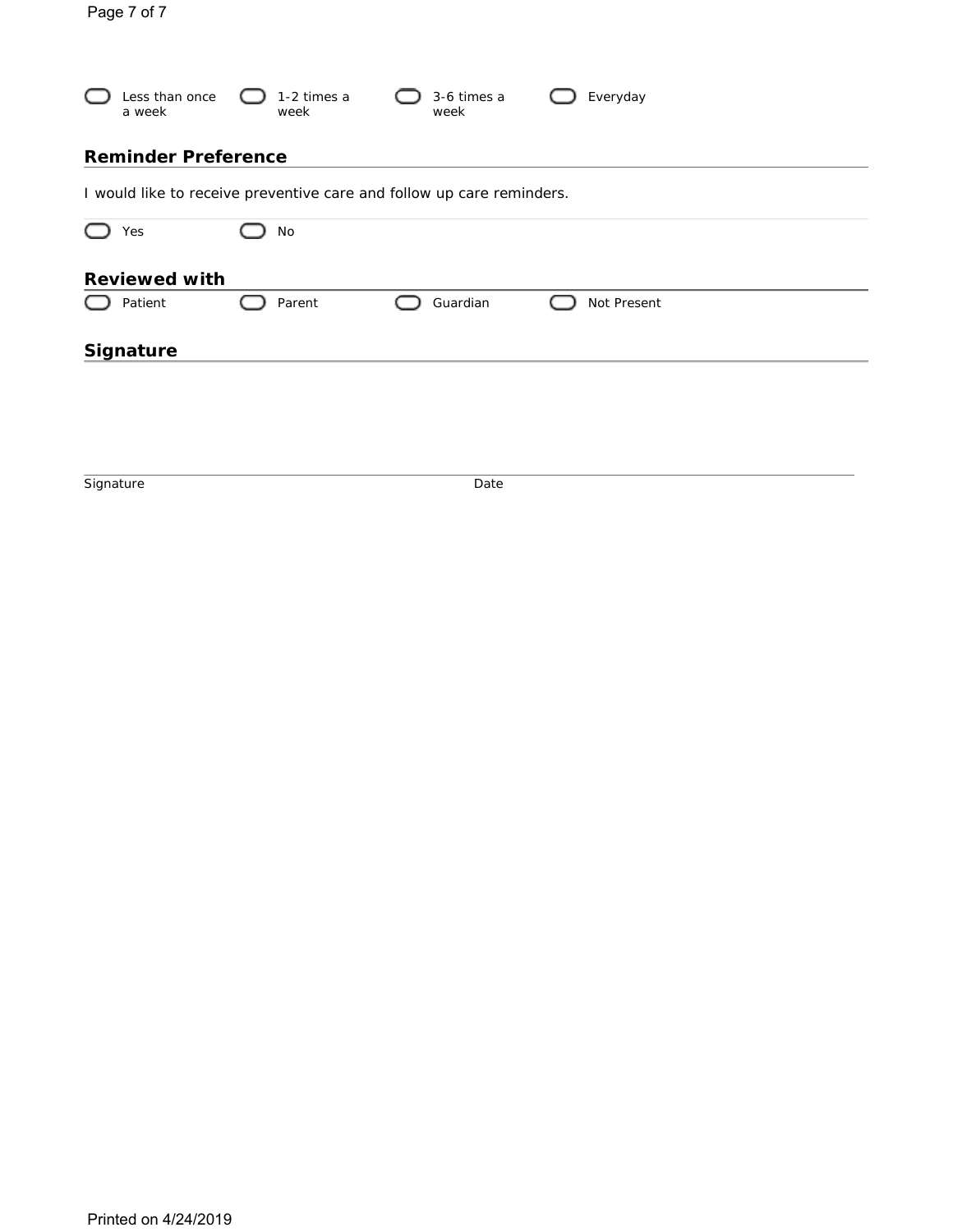- ◯ Less than once a week
- ◯ 1-2 times a week
- ◯ 3-6 times a week
- ◯ Everyday

## Reminder Preference

I would like to receive preventive care and follow up care reminders.

- ◯ Yes
- ◯ No

## Reviewed with

- ◯ Patient
- ◯ Parent
- ◯ Guardian
- ◯ Not Present

## Signature

Signature ______________________ Date ______________________

Printed on 4/24/2019